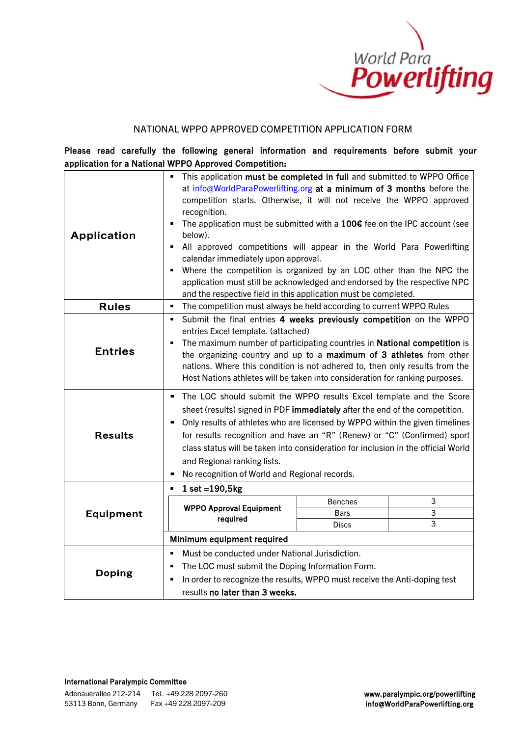World Para **Powerlifting**

# NATIONAL WPPO APPROVED COMPETITION APPLICATION FORM

**Please read carefully the following general information and requirements before submit your application for a National WPPO Approved Competition:**

| | |
|---|---|
| **Application** | ▪ This application **must be completed in full** and submitted to WPPO Office at info@WorldParaPowerlifting.org **at a minimum of 3 months** before the competition starts. Otherwise, it will not receive the WPPO approved recognition.<br>▪ The application must be submitted with a **100€** fee on the IPC account (see below).<br>▪ All approved competitions will appear in the World Para Powerlifting calendar immediately upon approval.<br>▪ Where the competition is organized by an LOC other than the NPC the application must still be acknowledged and endorsed by the respective NPC and the respective field in this application must be completed. |
| **Rules** | ▪ The competition must always be held according to current WPPO Rules |
| **Entries** | ▪ Submit the final entries **4 weeks previously competition** on the WPPO entries Excel template. (attached)<br>▪ The maximum number of participating countries in **National competition** is the organizing country and up to a **maximum of 3 athletes** from other nations. Where this condition is not adhered to, then only results from the Host Nations athletes will be taken into consideration for ranking purposes. |
| **Results** | ▪ The LOC should submit the WPPO results Excel template and the Score sheet (results) signed in PDF **immediately** after the end of the competition.<br>▪ Only results of athletes who are licensed by WPPO within the given timelines for results recognition and have an "R" (Renew) or "C" (Confirmed) sport class status will be taken into consideration for inclusion in the official World and Regional ranking lists.<br>▪ No recognition of World and Regional records. |
| **Equipment** | ▪ **1 set =190,5kg**<br>**WPPO Approval Equipment required**: Benches 3; Bars 3; Discs 3<br>**Minimum equipment required** |
| **Doping** | ▪ Must be conducted under National Jurisdiction.<br>▪ The LOC must submit the Doping Information Form.<br>▪ In order to recognize the results, WPPO must receive the Anti-doping test results **no later than 3 weeks.** |

**International Paralympic Committee**
Adenauerallee 212-214
53113 Bonn, Germany
Tel. +49 228 2097-260
Fax +49 228 2097-209

**www.paralympic.org/powerlifting**
**info@WorldParaPowerlifting.org**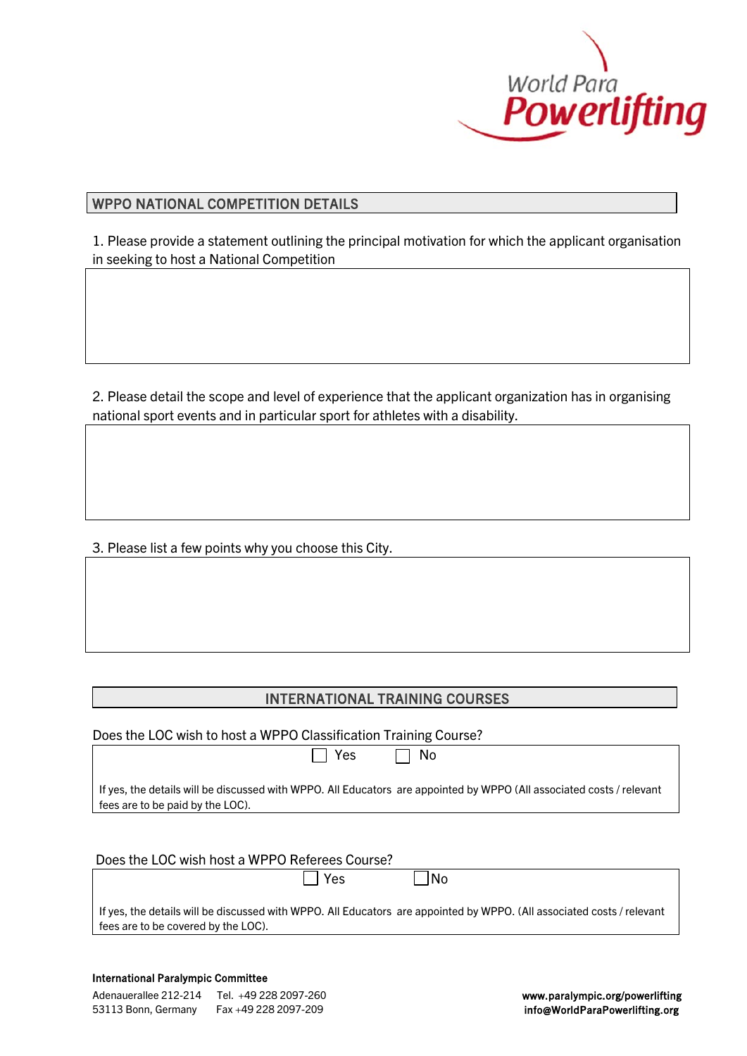## WPPO NATIONAL COMPETITION DETAILS

1. Please provide a statement outlining the principal motivation for which the applicant organisation in seeking to host a National Competition

2. Please detail the scope and level of experience that the applicant organization has in organising national sport events and in particular sport for athletes with a disability.

3. Please list a few points why you choose this City.

## INTERNATIONAL TRAINING COURSES

Does the LOC wish to host a WPPO Classification Training Course?

☐ Yes ☐ No

If yes, the details will be discussed with WPPO. All Educators are appointed by WPPO (All associated costs / relevant fees are to be paid by the LOC).

Does the LOC wish host a WPPO Referees Course?

☐ Yes ☐ No

If yes, the details will be discussed with WPPO. All Educators are appointed by WPPO. (All associated costs / relevant fees are to be covered by the LOC).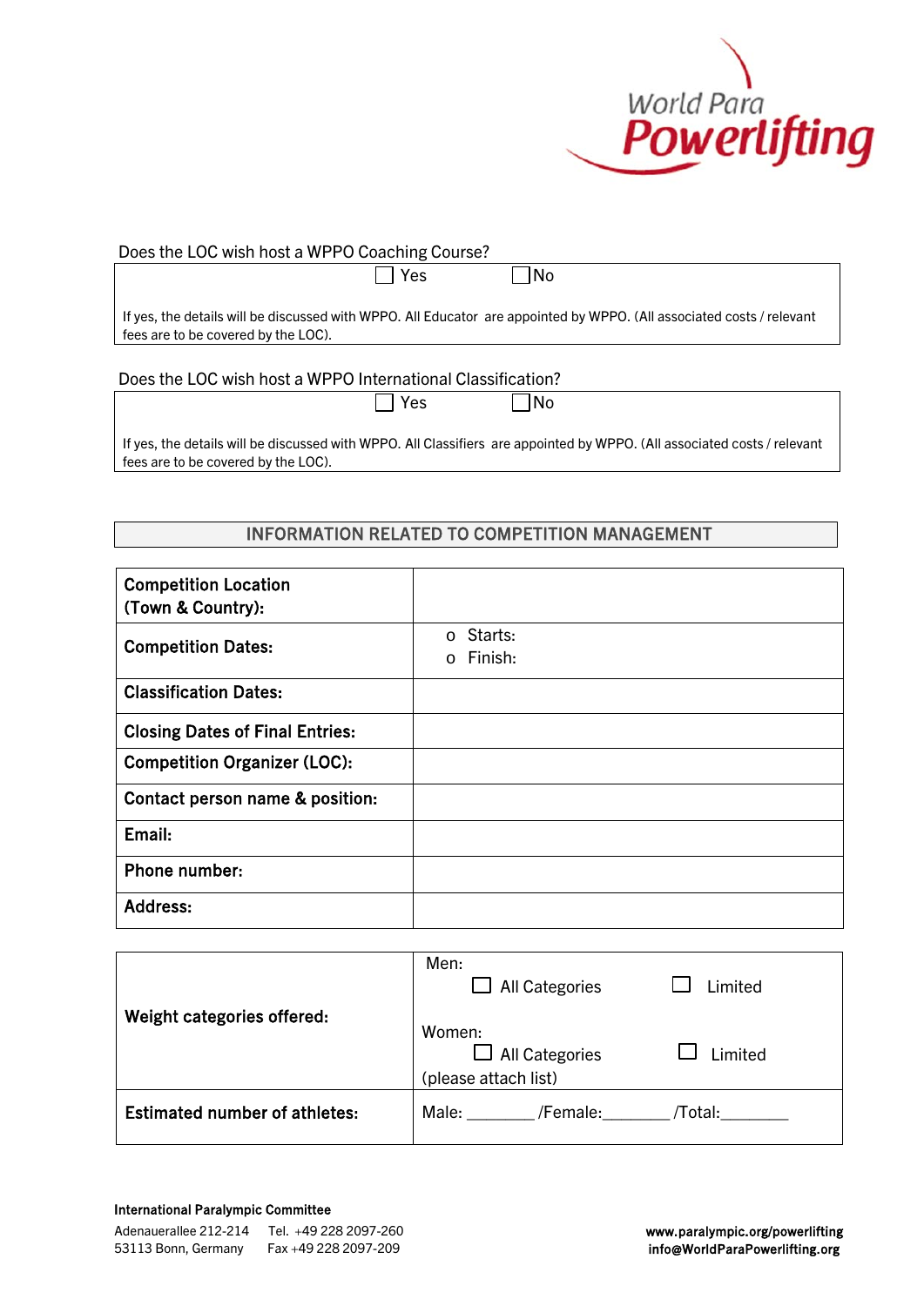Does the LOC wish host a WPPO Coaching Course?

☐ Yes ☐ No

If yes, the details will be discussed with WPPO. All Educator are appointed by WPPO. (All associated costs / relevant fees are to be covered by the LOC).

Does the LOC wish host a WPPO International Classification?

☐ Yes ☐ No

If yes, the details will be discussed with WPPO. All Classifiers are appointed by WPPO. (All associated costs / relevant fees are to be covered by the LOC).

## INFORMATION RELATED TO COMPETITION MANAGEMENT

| | |
|---|---|
| **Competition Location (Town & Country):** | |
| **Competition Dates:** | o Starts:<br>o Finish: |
| **Classification Dates:** | |
| **Closing Dates of Final Entries:** | |
| **Competition Organizer (LOC):** | |
| **Contact person name & position:** | |
| **Email:** | |
| **Phone number:** | |
| **Address:** | |

| | |
|---|---|
| **Weight categories offered:** | Men:<br>☐ All Categories ☐ Limited<br>Women:<br>☐ All Categories ☐ Limited<br>(please attach list) |
| **Estimated number of athletes:** | Male: _______ /Female:_______ /Total:_______ |

**International Paralympic Committee**

Adenauerallee 212-214 Tel. +49 228 2097-260
53113 Bonn, Germany Fax +49 228 2097-209

**www.paralympic.org/powerlifting**
**info@WorldParaPowerlifting.org**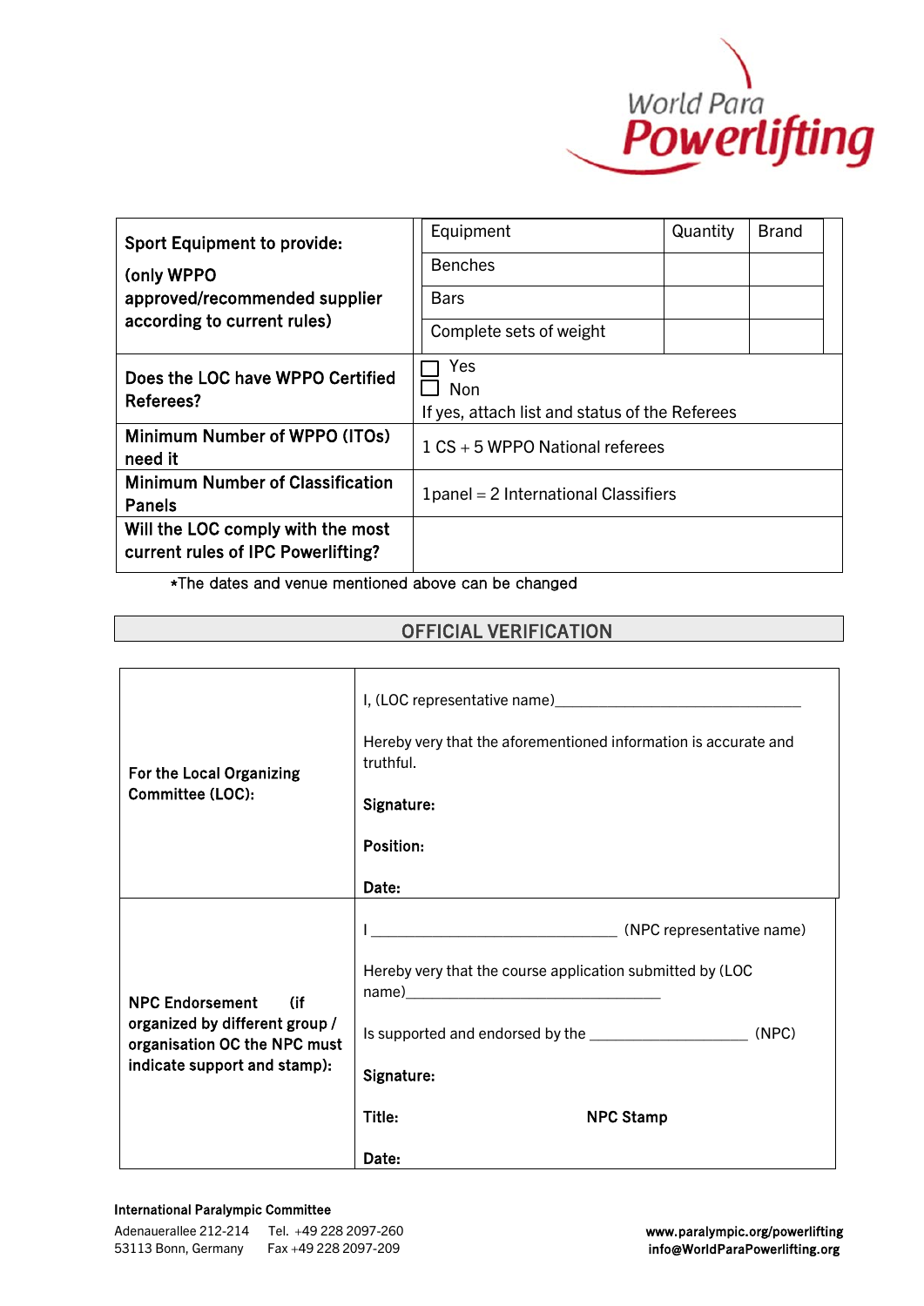| Sport Equipment to provide: (only WPPO approved/recommended supplier according to current rules) | Equipment | Quantity | Brand |
|---|---|---|---|
| | Benches | | |
| | Bars | | |
| | Complete sets of weight | | |
| Does the LOC have WPPO Certified Referees? | ☐ Yes ☐ Non If yes, attach list and status of the Referees | | |
| Minimum Number of WPPO (ITOs) need it | 1 CS + 5 WPPO National referees | | |
| Minimum Number of Classification Panels | 1panel = 2 International Classifiers | | |
| Will the LOC comply with the most current rules of IPC Powerlifting? | | | |

*The dates and venue mentioned above can be changed

## OFFICIAL VERIFICATION

| | |
|---|---|
| **For the Local Organizing Committee (LOC):** | I, (LOC representative name)______________________________ Hereby very that the aforementioned information is accurate and truthful. **Signature:** **Position:** **Date:** |
| **NPC Endorsement (if organized by different group / organisation OC the NPC must indicate support and stamp):** | I ______________________________ (NPC representative name) Hereby very that the course application submitted by (LOC name)______________________________ Is supported and endorsed by the ____________________ (NPC) **Signature:** **Title:** **NPC Stamp** **Date:** |

**International Paralympic Committee**
Adenauerallee 212-214 Tel. +49 228 2097-260
53113 Bonn, Germany Fax +49 228 2097-209

**www.paralympic.org/powerlifting**
**info@WorldParaPowerlifting.org**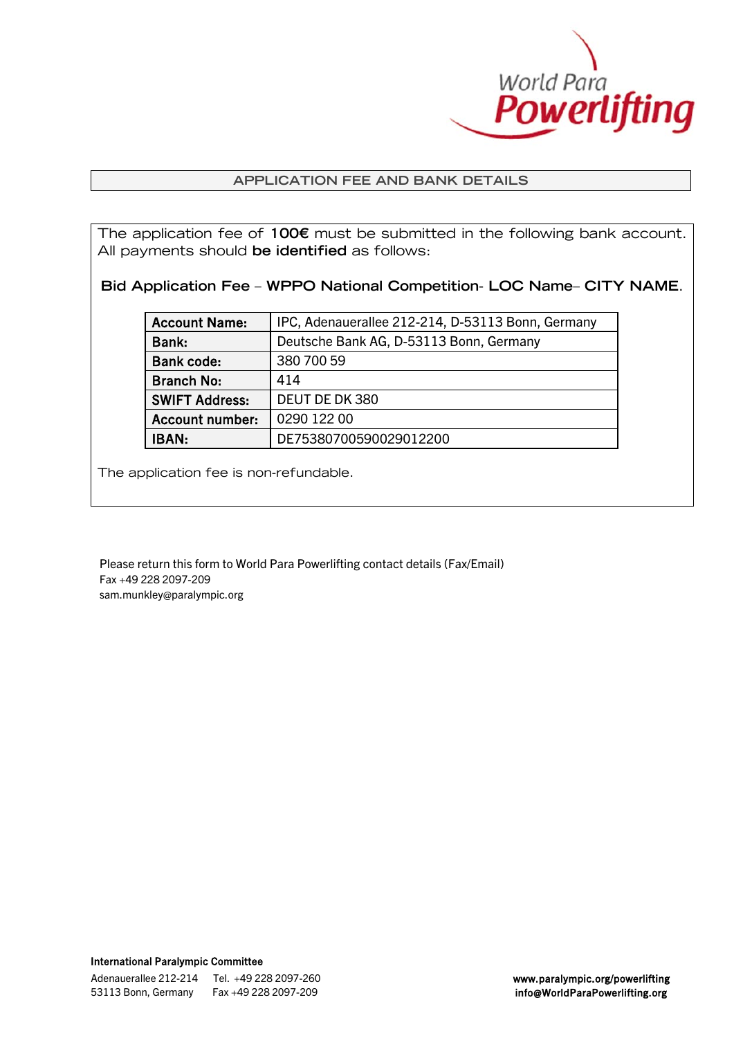World Para Powerlifting

## APPLICATION FEE AND BANK DETAILS

The application fee of **100€** must be submitted in the following bank account. All payments should **be identified** as follows:

**Bid Application Fee – WPPO National Competition- LOC Name– CITY NAME**.

| | |
|---|---|
| **Account Name:** | IPC, Adenauerallee 212-214, D-53113 Bonn, Germany |
| **Bank:** | Deutsche Bank AG, D-53113 Bonn, Germany |
| **Bank code:** | 380 700 59 |
| **Branch No:** | 414 |
| **SWIFT Address:** | DEUT DE DK 380 |
| **Account number:** | 0290 122 00 |
| **IBAN:** | DE75380700590029012200 |

The application fee is non-refundable.

Please return this form to World Para Powerlifting contact details (Fax/Email)
Fax +49 228 2097-209
sam.munkley@paralympic.org

**International Paralympic Committee**
Adenauerallee 212-214
53113 Bonn, Germany
Tel. +49 228 2097-260
Fax +49 228 2097-209

**www.paralympic.org/powerlifting**
**info@WorldParaPowerlifting.org**